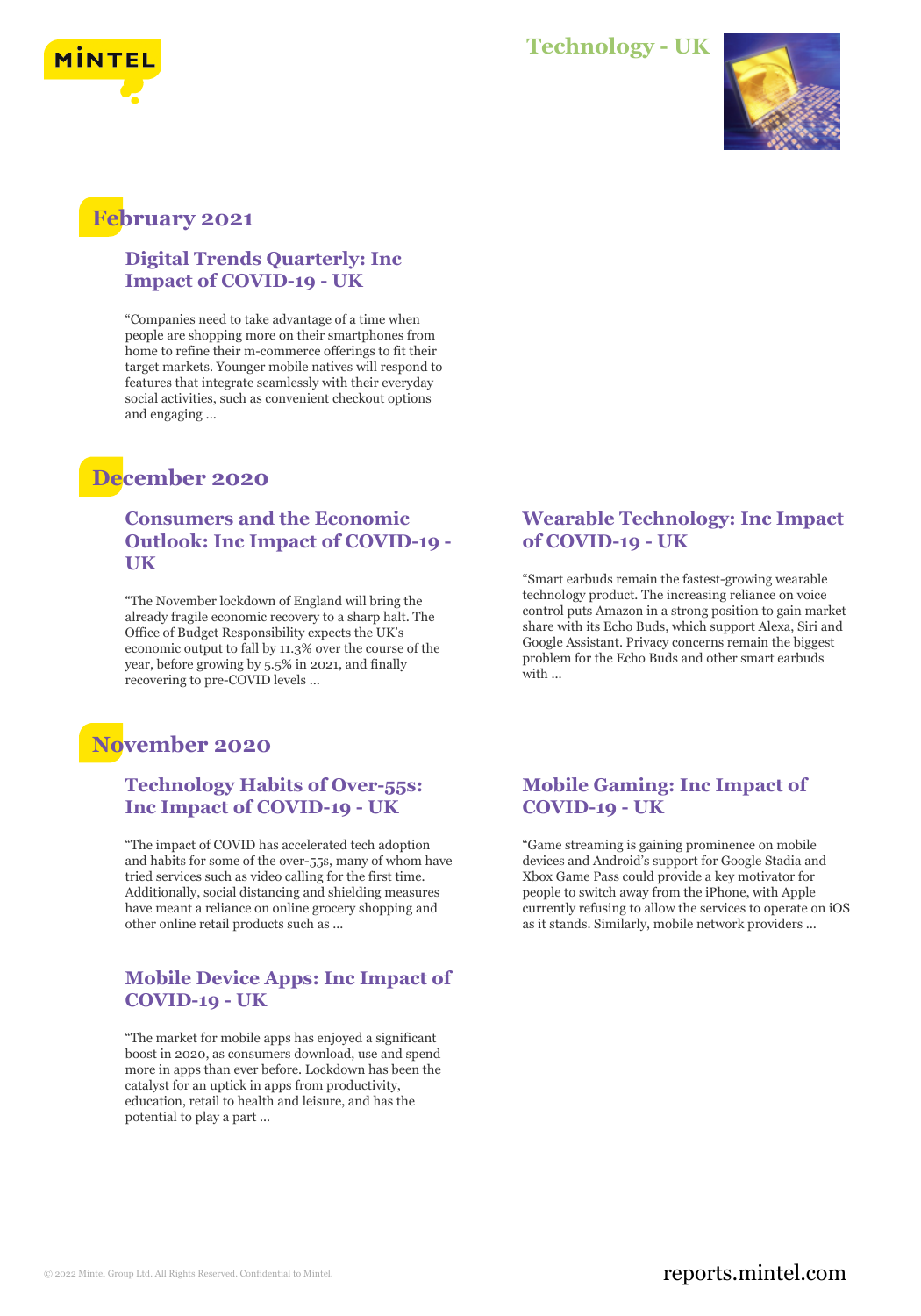# Technology - UK

## February 2021

### Digital Trends Quarterly: Inc Impact of COVID-19 - UK

"Companies need to take advantage of a time when people are shopping more on their smartphones from home to refine their m-commerce offerings to fit their target markets. Younger mobile natives will respond to features that integrate seamlessly with their everyday social activities, such as convenient checkout options and engaging ...

## December 2020

### Consumers and the Economic Outlook: Inc Impact of COVID-19 - UK

"The November lockdown of England will bring the already fragile economic recovery to a sharp halt. The Office of Budget Responsibility expects the UK's economic output to fall by 11.3% over the course of the year, before growing by 5.5% in 2021, and finally recovering to pre-COVID levels ...

### Wearable Technology: Inc Impact of COVID-19 - UK

"Smart earbuds remain the fastest-growing wearable technology product. The increasing reliance on voice control puts Amazon in a strong position to gain market share with its Echo Buds, which support Alexa, Siri and Google Assistant. Privacy concerns remain the biggest problem for the Echo Buds and other smart earbuds with ...

## November 2020

### Technology Habits of Over-55s: Inc Impact of COVID-19 - UK

"The impact of COVID has accelerated tech adoption and habits for some of the over-55s, many of whom have tried services such as video calling for the first time. Additionally, social distancing and shielding measures have meant a reliance on online grocery shopping and other online retail products such as ...

### Mobile Gaming: Inc Impact of COVID-19 - UK

"Game streaming is gaining prominence on mobile devices and Android's support for Google Stadia and Xbox Game Pass could provide a key motivator for people to switch away from the iPhone, with Apple currently refusing to allow the services to operate on iOS as it stands. Similarly, mobile network providers ...

### Mobile Device Apps: Inc Impact of COVID-19 - UK

"The market for mobile apps has enjoyed a significant boost in 2020, as consumers download, use and spend more in apps than ever before. Lockdown has been the catalyst for an uptick in apps from productivity, education, retail to health and leisure, and has the potential to play a part ...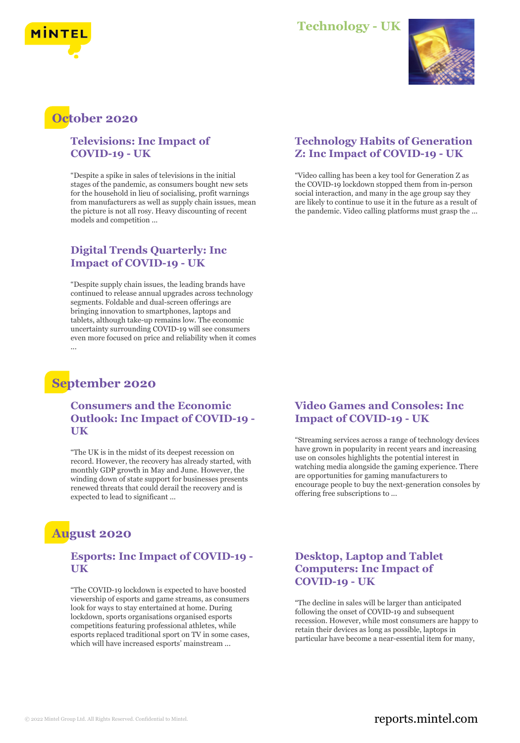# Technology - UK

## October 2020

### Televisions: Inc Impact of COVID-19 - UK

"Despite a spike in sales of televisions in the initial stages of the pandemic, as consumers bought new sets for the household in lieu of socialising, profit warnings from manufacturers as well as supply chain issues, mean the picture is not all rosy. Heavy discounting of recent models and competition ...

### Technology Habits of Generation Z: Inc Impact of COVID-19 - UK

"Video calling has been a key tool for Generation Z as the COVID-19 lockdown stopped them from in-person social interaction, and many in the age group say they are likely to continue to use it in the future as a result of the pandemic. Video calling platforms must grasp the ...

### Digital Trends Quarterly: Inc Impact of COVID-19 - UK

"Despite supply chain issues, the leading brands have continued to release annual upgrades across technology segments. Foldable and dual-screen offerings are bringing innovation to smartphones, laptops and tablets, although take-up remains low. The economic uncertainty surrounding COVID-19 will see consumers even more focused on price and reliability when it comes ...

## September 2020

### Consumers and the Economic Outlook: Inc Impact of COVID-19 - UK

"The UK is in the midst of its deepest recession on record. However, the recovery has already started, with monthly GDP growth in May and June. However, the winding down of state support for businesses presents renewed threats that could derail the recovery and is expected to lead to significant ...

### Video Games and Consoles: Inc Impact of COVID-19 - UK

"Streaming services across a range of technology devices have grown in popularity in recent years and increasing use on consoles highlights the potential interest in watching media alongside the gaming experience. There are opportunities for gaming manufacturers to encourage people to buy the next-generation consoles by offering free subscriptions to ...

## August 2020

### Esports: Inc Impact of COVID-19 - UK

"The COVID-19 lockdown is expected to have boosted viewership of esports and game streams, as consumers look for ways to stay entertained at home. During lockdown, sports organisations organised esports competitions featuring professional athletes, while esports replaced traditional sport on TV in some cases, which will have increased esports' mainstream ...

### Desktop, Laptop and Tablet Computers: Inc Impact of COVID-19 - UK

"The decline in sales will be larger than anticipated following the onset of COVID-19 and subsequent recession. However, while most consumers are happy to retain their devices as long as possible, laptops in particular have become a near-essential item for many,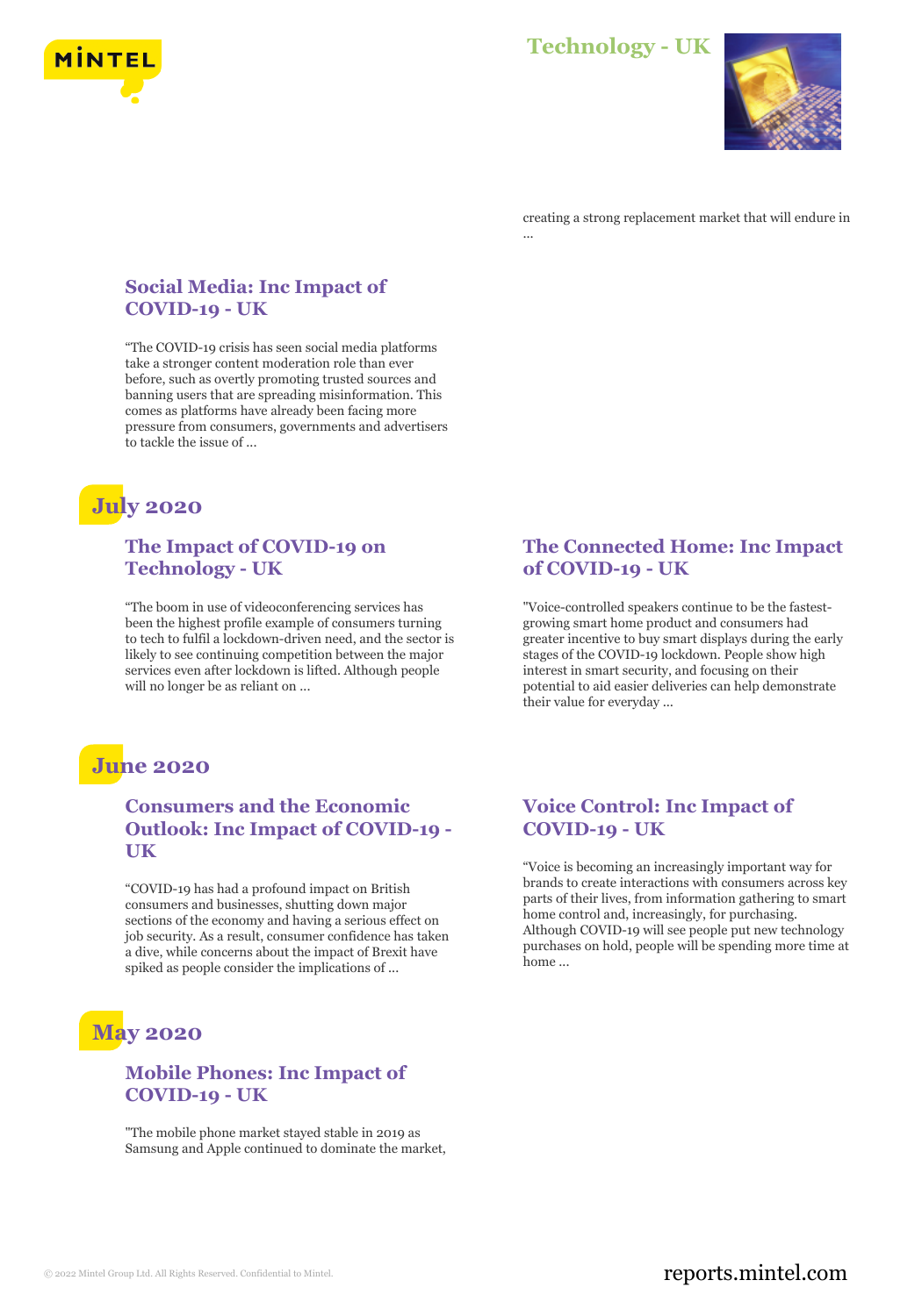creating a strong replacement market that will endure in ...

### Social Media: Inc Impact of COVID-19 - UK

"The COVID-19 crisis has seen social media platforms take a stronger content moderation role than ever before, such as overtly promoting trusted sources and banning users that are spreading misinformation. This comes as platforms have already been facing more pressure from consumers, governments and advertisers to tackle the issue of ...

## July 2020

### The Impact of COVID-19 on Technology - UK

"The boom in use of videoconferencing services has been the highest profile example of consumers turning to tech to fulfil a lockdown-driven need, and the sector is likely to see continuing competition between the major services even after lockdown is lifted. Although people will no longer be as reliant on ...

### The Connected Home: Inc Impact of COVID-19 - UK

"Voice-controlled speakers continue to be the fastest-growing smart home product and consumers had greater incentive to buy smart displays during the early stages of the COVID-19 lockdown. People show high interest in smart security, and focusing on their potential to aid easier deliveries can help demonstrate their value for everyday ...

## June 2020

### Consumers and the Economic Outlook: Inc Impact of COVID-19 - UK

"COVID-19 has had a profound impact on British consumers and businesses, shutting down major sections of the economy and having a serious effect on job security. As a result, consumer confidence has taken a dive, while concerns about the impact of Brexit have spiked as people consider the implications of ...

### Voice Control: Inc Impact of COVID-19 - UK

"Voice is becoming an increasingly important way for brands to create interactions with consumers across key parts of their lives, from information gathering to smart home control and, increasingly, for purchasing. Although COVID-19 will see people put new technology purchases on hold, people will be spending more time at home ...

## May 2020

### Mobile Phones: Inc Impact of COVID-19 - UK

"The mobile phone market stayed stable in 2019 as Samsung and Apple continued to dominate the market,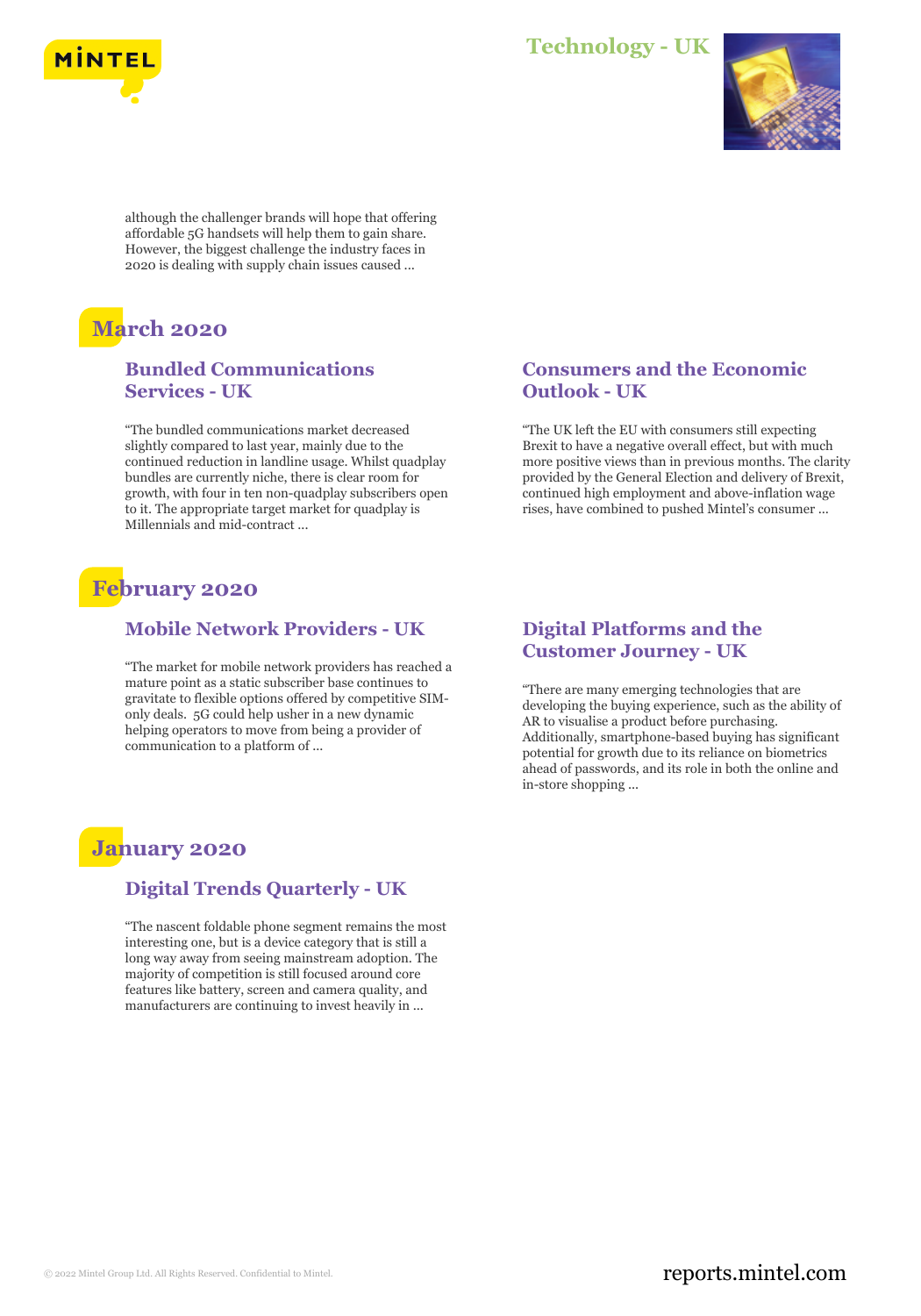although the challenger brands will hope that offering affordable 5G handsets will help them to gain share. However, the biggest challenge the industry faces in 2020 is dealing with supply chain issues caused ...

## March 2020

### Bundled Communications Services - UK

“The bundled communications market decreased slightly compared to last year, mainly due to the continued reduction in landline usage. Whilst quadplay bundles are currently niche, there is clear room for growth, with four in ten non-quadplay subscribers open to it. The appropriate target market for quadplay is Millennials and mid-contract ...

### Consumers and the Economic Outlook - UK

“The UK left the EU with consumers still expecting Brexit to have a negative overall effect, but with much more positive views than in previous months. The clarity provided by the General Election and delivery of Brexit, continued high employment and above-inflation wage rises, have combined to pushed Mintel’s consumer ...

## February 2020

### Mobile Network Providers - UK

“The market for mobile network providers has reached a mature point as a static subscriber base continues to gravitate to flexible options offered by competitive SIM-only deals. 5G could help usher in a new dynamic helping operators to move from being a provider of communication to a platform of ...

### Digital Platforms and the Customer Journey - UK

“There are many emerging technologies that are developing the buying experience, such as the ability of AR to visualise a product before purchasing. Additionally, smartphone-based buying has significant potential for growth due to its reliance on biometrics ahead of passwords, and its role in both the online and in-store shopping ...

## January 2020

### Digital Trends Quarterly - UK

“The nascent foldable phone segment remains the most interesting one, but is a device category that is still a long way away from seeing mainstream adoption. The majority of competition is still focused around core features like battery, screen and camera quality, and manufacturers are continuing to invest heavily in ...